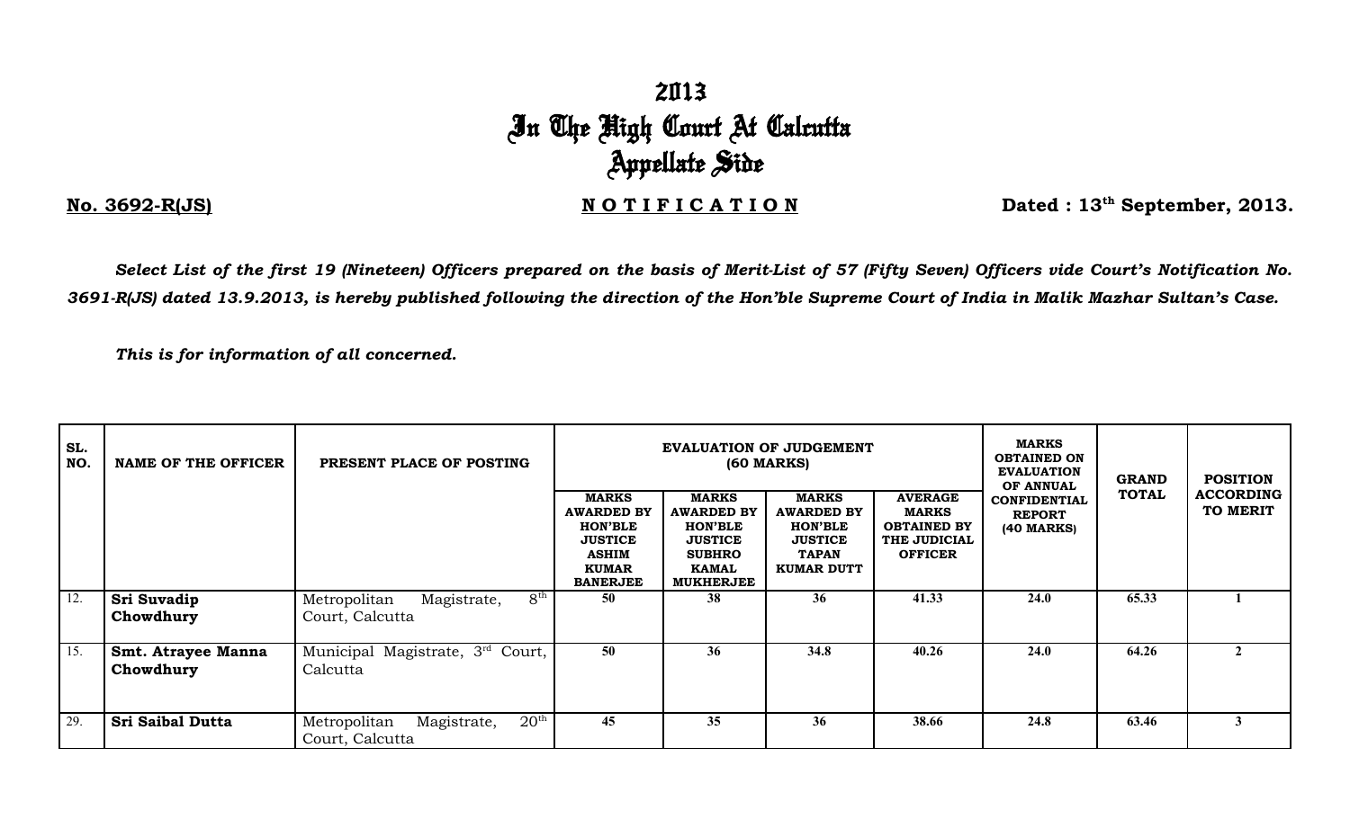# 2013
# In The High Court At Calcutta
# Appellate Side

**No. 3692-R(JS)** **NOTIFICATION** **Dated : 13th September, 2013.**

***Select List of the first 19 (Nineteen) Officers prepared on the basis of Merit-List of 57 (Fifty Seven) Officers vide Court's Notification No. 3691-R(JS) dated 13.9.2013, is hereby published following the direction of the Hon'ble Supreme Court of India in Malik Mazhar Sultan's Case.***

***This is for information of all concerned.***

| SL. NO. | NAME OF THE OFFICER | PRESENT PLACE OF POSTING | EVALUATION OF JUDGEMENT (60 MARKS) | | | | MARKS OBTAINED ON EVALUATION OF ANNUAL CONFIDENTIAL REPORT (40 MARKS) | GRAND TOTAL | POSITION ACCORDING TO MERIT |
|---|---|---|---|---|---|---|---|---|---|
| | | | MARKS AWARDED BY HON'BLE JUSTICE ASHIM KUMAR BANERJEE | MARKS AWARDED BY HON'BLE JUSTICE SUBHRO KAMAL MUKHERJEE | MARKS AWARDED BY HON'BLE JUSTICE TAPAN KUMAR DUTT | AVERAGE MARKS OBTAINED BY THE JUDICIAL OFFICER | | | |
| 12. | **Sri Suvadip Chowdhury** | Metropolitan Magistrate, 8th Court, Calcutta | 50 | 38 | 36 | 41.33 | 24.0 | 65.33 | 1 |
| 15. | **Smt. Atrayee Manna Chowdhury** | Municipal Magistrate, 3rd Court, Calcutta | 50 | 36 | 34.8 | 40.26 | 24.0 | 64.26 | 2 |
| 29. | **Sri Saibal Dutta** | Metropolitan Magistrate, 20th Court, Calcutta | 45 | 35 | 36 | 38.66 | 24.8 | 63.46 | 3 |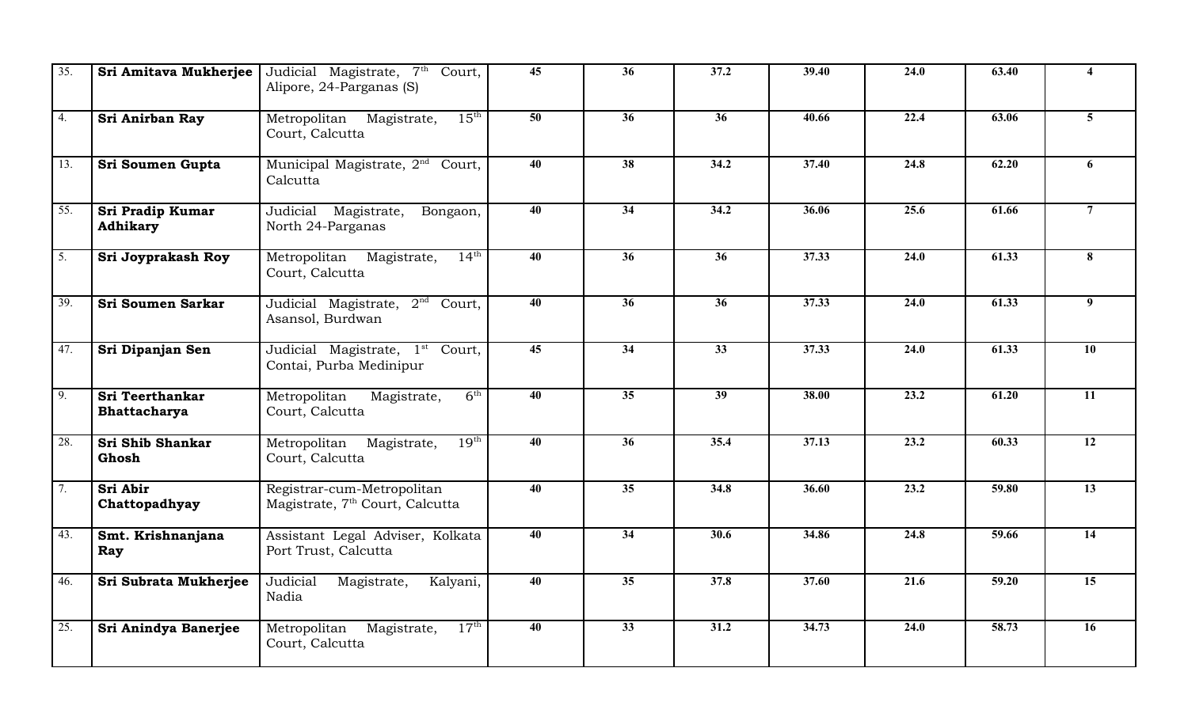| | | | | | | | | | |
|---|---|---|---|---|---|---|---|---|---|
| 35. | **Sri Amitava Mukherjee** | Judicial Magistrate, 7th Court, Alipore, 24-Parganas (S) | **45** | **36** | **37.2** | **39.40** | **24.0** | **63.40** | **4** |
| 4. | **Sri Anirban Ray** | Metropolitan Magistrate, 15th Court, Calcutta | **50** | **36** | **36** | **40.66** | **22.4** | **63.06** | **5** |
| 13. | **Sri Soumen Gupta** | Municipal Magistrate, 2nd Court, Calcutta | **40** | **38** | **34.2** | **37.40** | **24.8** | **62.20** | **6** |
| 55. | **Sri Pradip Kumar Adhikary** | Judicial Magistrate, Bongaon, North 24-Parganas | **40** | **34** | **34.2** | **36.06** | **25.6** | **61.66** | **7** |
| 5. | **Sri Joyprakash Roy** | Metropolitan Magistrate, 14th Court, Calcutta | **40** | **36** | **36** | **37.33** | **24.0** | **61.33** | **8** |
| 39. | **Sri Soumen Sarkar** | Judicial Magistrate, 2nd Court, Asansol, Burdwan | **40** | **36** | **36** | **37.33** | **24.0** | **61.33** | **9** |
| 47. | **Sri Dipanjan Sen** | Judicial Magistrate, 1st Court, Contai, Purba Medinipur | **45** | **34** | **33** | **37.33** | **24.0** | **61.33** | **10** |
| 9. | **Sri Teerthankar Bhattacharya** | Metropolitan Magistrate, 6th Court, Calcutta | **40** | **35** | **39** | **38.00** | **23.2** | **61.20** | **11** |
| 28. | **Sri Shib Shankar Ghosh** | Metropolitan Magistrate, 19th Court, Calcutta | **40** | **36** | **35.4** | **37.13** | **23.2** | **60.33** | **12** |
| 7. | **Sri Abir Chattopadhyay** | Registrar-cum-Metropolitan Magistrate, 7th Court, Calcutta | **40** | **35** | **34.8** | **36.60** | **23.2** | **59.80** | **13** |
| 43. | **Smt. Krishnanjana Ray** | Assistant Legal Adviser, Kolkata Port Trust, Calcutta | **40** | **34** | **30.6** | **34.86** | **24.8** | **59.66** | **14** |
| 46. | **Sri Subrata Mukherjee** | Judicial Magistrate, Kalyani, Nadia | **40** | **35** | **37.8** | **37.60** | **21.6** | **59.20** | **15** |
| 25. | **Sri Anindya Banerjee** | Metropolitan Magistrate, 17th Court, Calcutta | **40** | **33** | **31.2** | **34.73** | **24.0** | **58.73** | **16** |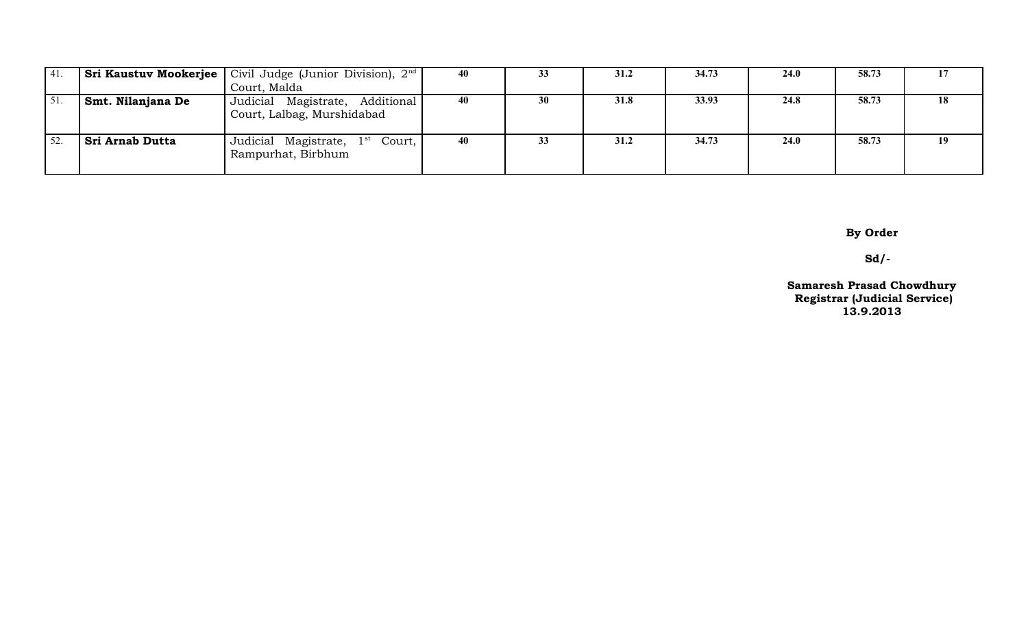| | | | | | | | | | |
|---|---|---|---|---|---|---|---|---|---|
| 41. | **Sri Kaustuv Mookerjee** | Civil Judge (Junior Division), 2nd Court, Malda | **40** | **33** | **31.2** | **34.73** | **24.0** | **58.73** | **17** |
| 51. | **Smt. Nilanjana De** | Judicial Magistrate, Additional Court, Lalbag, Murshidabad | **40** | **30** | **31.8** | **33.93** | **24.8** | **58.73** | **18** |
| 52. | **Sri Arnab Dutta** | Judicial Magistrate, 1st Court, Rampurhat, Birbhum | **40** | **33** | **31.2** | **34.73** | **24.0** | **58.73** | **19** |

**By Order**

**Sd/-**

**Samaresh Prasad Chowdhury**
**Registrar (Judicial Service)**
**13.9.2013**